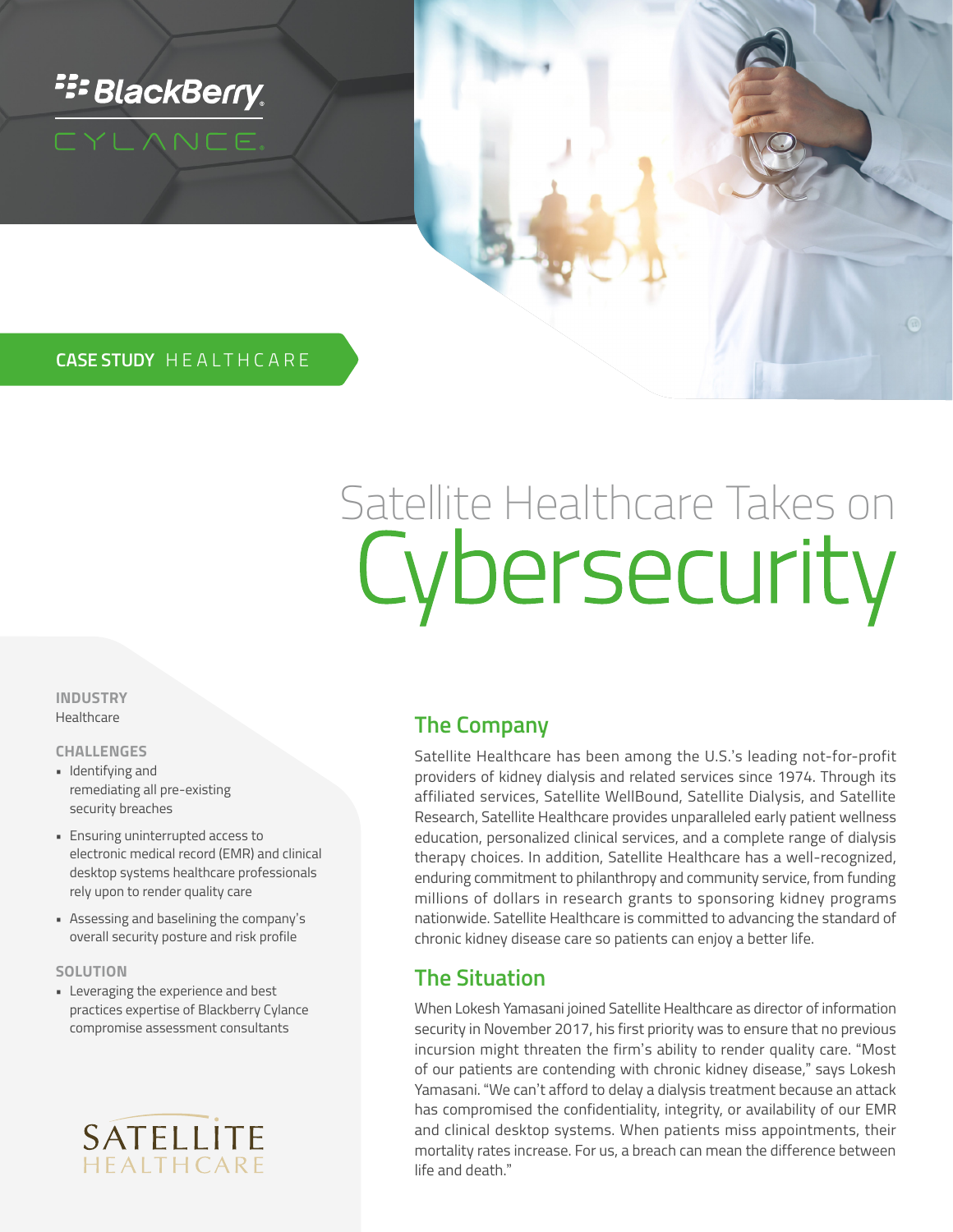BlackBerry CYLANCE

CASE STUDY HEALTHCARE

# Satellite Healthcare Takes on Cybersecurity

**INDUSTRY**
Healthcare

**CHALLENGES**

- Identifying and remediating all pre-existing security breaches
- Ensuring uninterrupted access to electronic medical record (EMR) and clinical desktop systems healthcare professionals rely upon to render quality care
- Assessing and baselining the company's overall security posture and risk profile

**SOLUTION**

- Leveraging the experience and best practices expertise of Blackberry Cylance compromise assessment consultants

SATELLITE HEALTHCARE

## The Company

Satellite Healthcare has been among the U.S.'s leading not-for-profit providers of kidney dialysis and related services since 1974. Through its affiliated services, Satellite WellBound, Satellite Dialysis, and Satellite Research, Satellite Healthcare provides unparalleled early patient wellness education, personalized clinical services, and a complete range of dialysis therapy choices. In addition, Satellite Healthcare has a well-recognized, enduring commitment to philanthropy and community service, from funding millions of dollars in research grants to sponsoring kidney programs nationwide. Satellite Healthcare is committed to advancing the standard of chronic kidney disease care so patients can enjoy a better life.

## The Situation

When Lokesh Yamasani joined Satellite Healthcare as director of information security in November 2017, his first priority was to ensure that no previous incursion might threaten the firm's ability to render quality care. "Most of our patients are contending with chronic kidney disease," says Lokesh Yamasani. "We can't afford to delay a dialysis treatment because an attack has compromised the confidentiality, integrity, or availability of our EMR and clinical desktop systems. When patients miss appointments, their mortality rates increase. For us, a breach can mean the difference between life and death."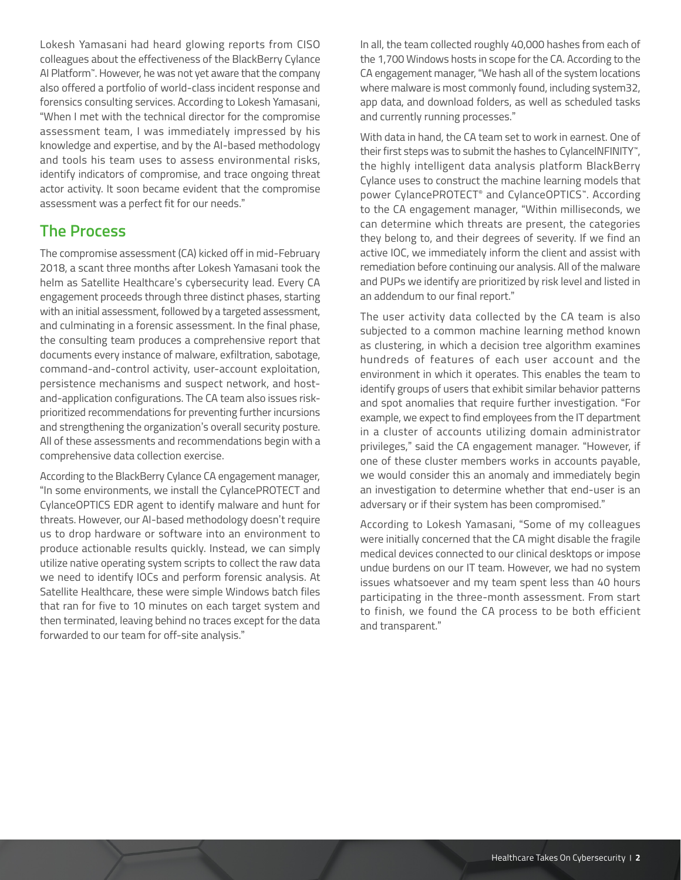Lokesh Yamasani had heard glowing reports from CISO colleagues about the effectiveness of the BlackBerry Cylance AI Platform™. However, he was not yet aware that the company also offered a portfolio of world-class incident response and forensics consulting services. According to Lokesh Yamasani, "When I met with the technical director for the compromise assessment team, I was immediately impressed by his knowledge and expertise, and by the AI-based methodology and tools his team uses to assess environmental risks, identify indicators of compromise, and trace ongoing threat actor activity. It soon became evident that the compromise assessment was a perfect fit for our needs."

## The Process

The compromise assessment (CA) kicked off in mid-February 2018, a scant three months after Lokesh Yamasani took the helm as Satellite Healthcare's cybersecurity lead. Every CA engagement proceeds through three distinct phases, starting with an initial assessment, followed by a targeted assessment, and culminating in a forensic assessment. In the final phase, the consulting team produces a comprehensive report that documents every instance of malware, exfiltration, sabotage, command-and-control activity, user-account exploitation, persistence mechanisms and suspect network, and host-and-application configurations. The CA team also issues risk-prioritized recommendations for preventing further incursions and strengthening the organization's overall security posture. All of these assessments and recommendations begin with a comprehensive data collection exercise.

According to the BlackBerry Cylance CA engagement manager, "In some environments, we install the CylancePROTECT and CylanceOPTICS EDR agent to identify malware and hunt for threats. However, our AI-based methodology doesn't require us to drop hardware or software into an environment to produce actionable results quickly. Instead, we can simply utilize native operating system scripts to collect the raw data we need to identify IOCs and perform forensic analysis. At Satellite Healthcare, these were simple Windows batch files that ran for five to 10 minutes on each target system and then terminated, leaving behind no traces except for the data forwarded to our team for off-site analysis."

In all, the team collected roughly 40,000 hashes from each of the 1,700 Windows hosts in scope for the CA. According to the CA engagement manager, "We hash all of the system locations where malware is most commonly found, including system32, app data, and download folders, as well as scheduled tasks and currently running processes."

With data in hand, the CA team set to work in earnest. One of their first steps was to submit the hashes to CylanceINFINITY™, the highly intelligent data analysis platform BlackBerry Cylance uses to construct the machine learning models that power CylancePROTECT® and CylanceOPTICS™. According to the CA engagement manager, "Within milliseconds, we can determine which threats are present, the categories they belong to, and their degrees of severity. If we find an active IOC, we immediately inform the client and assist with remediation before continuing our analysis. All of the malware and PUPs we identify are prioritized by risk level and listed in an addendum to our final report."

The user activity data collected by the CA team is also subjected to a common machine learning method known as clustering, in which a decision tree algorithm examines hundreds of features of each user account and the environment in which it operates. This enables the team to identify groups of users that exhibit similar behavior patterns and spot anomalies that require further investigation. "For example, we expect to find employees from the IT department in a cluster of accounts utilizing domain administrator privileges," said the CA engagement manager. "However, if one of these cluster members works in accounts payable, we would consider this an anomaly and immediately begin an investigation to determine whether that end-user is an adversary or if their system has been compromised."

According to Lokesh Yamasani, "Some of my colleagues were initially concerned that the CA might disable the fragile medical devices connected to our clinical desktops or impose undue burdens on our IT team. However, we had no system issues whatsoever and my team spent less than 40 hours participating in the three-month assessment. From start to finish, we found the CA process to be both efficient and transparent."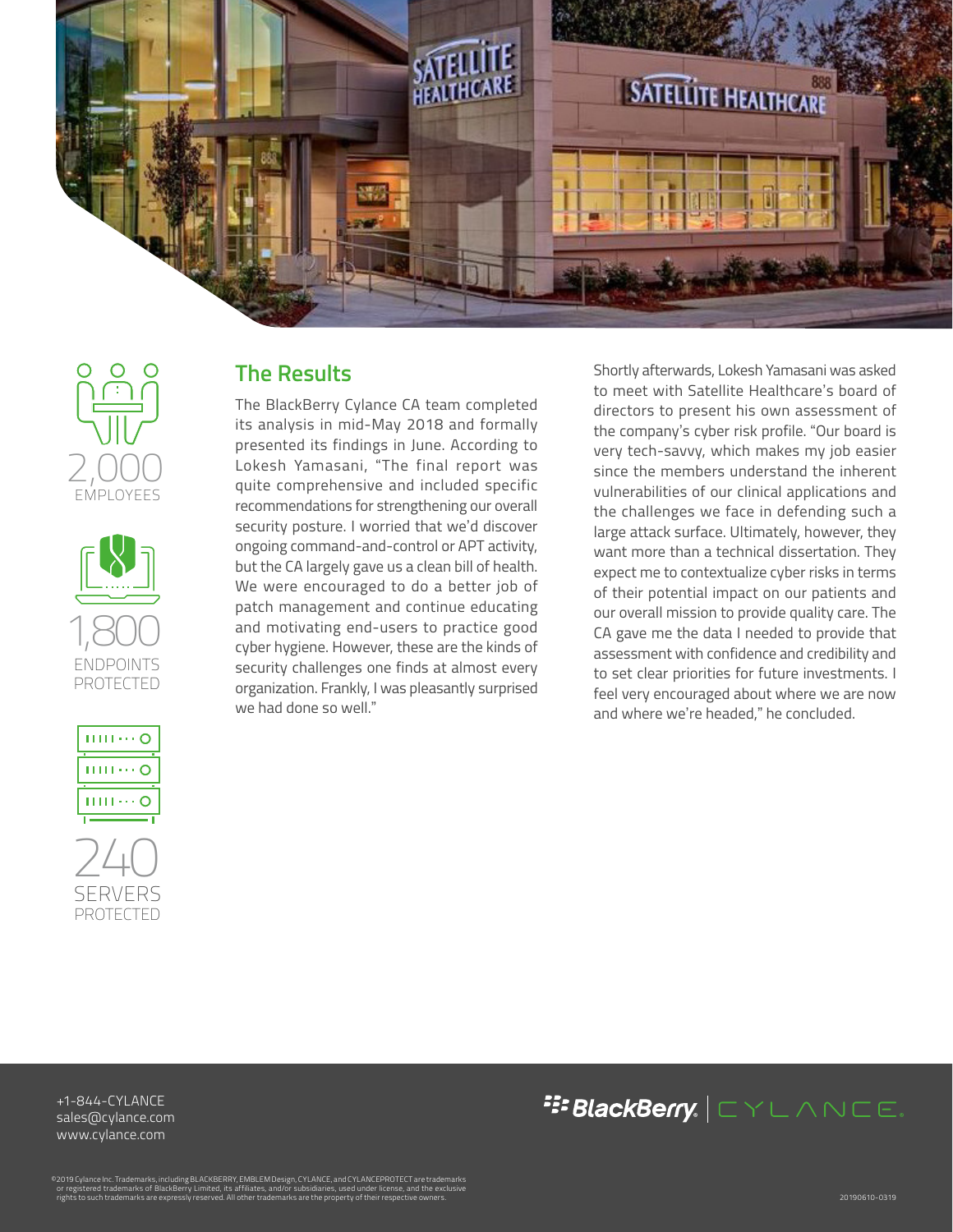2,000
EMPLOYEES

1,800
ENDPOINTS
PROTECTED

240
SERVERS
PROTECTED

## The Results

The BlackBerry Cylance CA team completed its analysis in mid-May 2018 and formally presented its findings in June. According to Lokesh Yamasani, "The final report was quite comprehensive and included specific recommendations for strengthening our overall security posture. I worried that we'd discover ongoing command-and-control or APT activity, but the CA largely gave us a clean bill of health. We were encouraged to do a better job of patch management and continue educating and motivating end-users to practice good cyber hygiene. However, these are the kinds of security challenges one finds at almost every organization. Frankly, I was pleasantly surprised we had done so well."

Shortly afterwards, Lokesh Yamasani was asked to meet with Satellite Healthcare's board of directors to present his own assessment of the company's cyber risk profile. "Our board is very tech-savvy, which makes my job easier since the members understand the inherent vulnerabilities of our clinical applications and the challenges we face in defending such a large attack surface. Ultimately, however, they want more than a technical dissertation. They expect me to contextualize cyber risks in terms of their potential impact on our patients and our overall mission to provide quality care. The CA gave me the data I needed to provide that assessment with confidence and credibility and to set clear priorities for future investments. I feel very encouraged about where we are now and where we're headed," he concluded.

+1-844-CYLANCE
sales@cylance.com
www.cylance.com

BlackBerry | CYLANCE.

©2019 Cylance Inc. Trademarks, including BLACKBERRY, EMBLEM Design, CYLANCE, and CYLANCEPROTECT are trademarks or registered trademarks of BlackBerry Limited, its affiliates, and/or subsidiaries, used under license, and the exclusive rights to such trademarks are expressly reserved. All other trademarks are the property of their respective owners.

20190610-0319